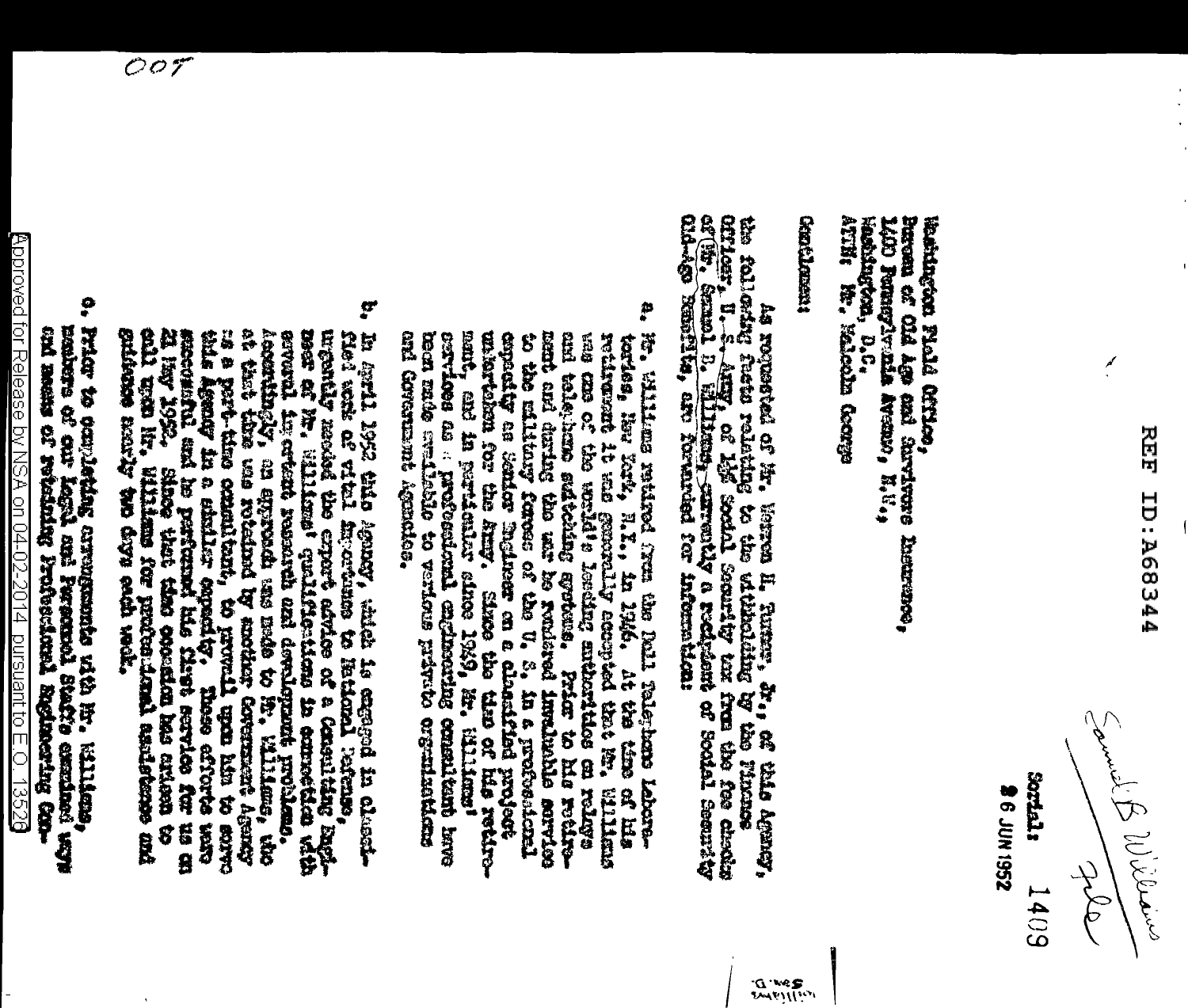REF ID:A68344

Samuel B. Williams
File

Serial: 1409
26 JUN 1952

Washington Field Office,
Bureau of Old Age and Survivors Insurance,
1400 Pennsylvania Avenue, N.W.,
Washington, D.C.,
ATTN: Mr. Malcolm George

Gentlemen:

As requested of Mr. Warren H. Turner, Jr., of this Agency, the following facts relating to the withholding by the Finance Officer, U. S. Army, of the Social Security tax from the fee checks of Mr. Samuel B. Williams, currently a recipient of Social Security Old-Age Benefits, are forwarded for information:

a. Mr. Williams retired from the Bell Telephone Laboratories, New York, N.Y., in 1946. At the time of his retirement it was generally accepted that Mr. Williams was one of the world's leading authorities on relays and telephone switching systems. Prior to his retirement and during the war he rendered invaluable service to the military forces of the U. S. in a professional capacity as Senior Engineer on a classified project undertaken for the Army. Since the time of his retirement, and in particular since 1949, Mr. Williams' services as a professional engineering consultant have been made available to various private organizations and Government Agencies.

b. In April 1952 this Agency, which is engaged in classified work of vital importance to National Defense, urgently needed the expert advice of a Consulting Engineer of Mr. Williams' qualifications in connection with several important research and development problems. Accordingly, an approach was made to Mr. Williams, who at that time was retained by another Government Agency as a part-time consultant, to prevail upon him to serve this Agency in a similar capacity. These efforts were successful and he performed his first service for us on 21 May 1952. Since that time occasion has arisen to call upon Mr. Williams for professional assistance and guidance nearly two days each week.

c. Prior to completing arrangements with Mr. Williams, members of our Legal and Personnel Staffs examined ways and means of retaining Professional Engineering Con-

Williams
Sam. B.

Approved for Release by NSA on 04-02-2014 pursuant to E.O. 13526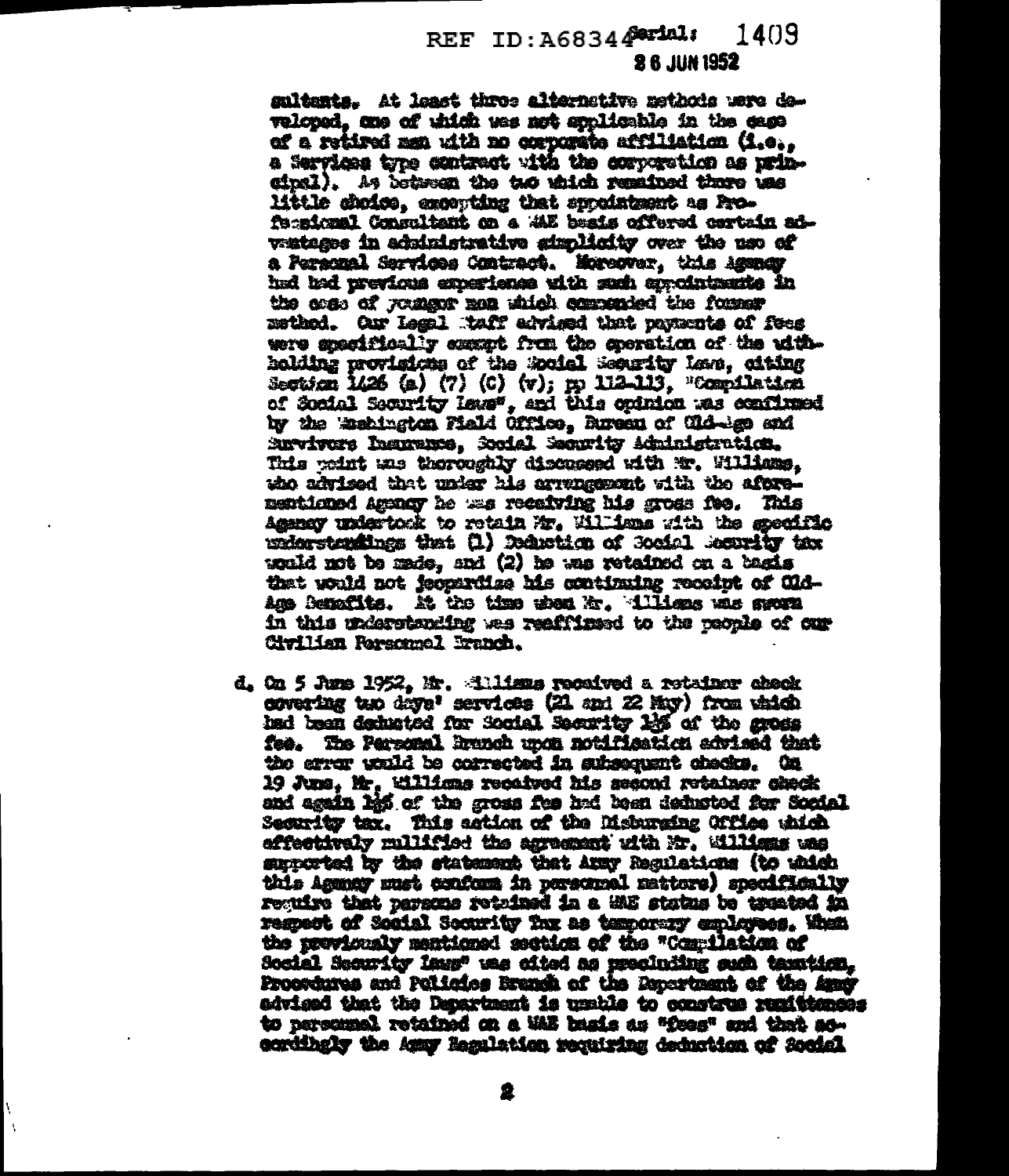REF ID:A68344 Serial: 1409
26 JUN 1952

sultants. At least three alternative methods were developed, one of which was not applicable in the case of a retired man with no corporate affiliation (i.e., a Services type contract with the corporation as principal). As between the two which remained there was little choice, excepting that appointment as Professional Consultant on a WAE basis offered certain advantages in administrative simplicity over the use of a Personal Services Contract. Moreover, this Agency had had previous experience with such appointments in the case of younger men which commended the former method. Our Legal Staff advised that payments of fees were specifically exempt from the operation of the withholding provisions of the Social Security Laws, citing Section 1426 (a) (7) (C) (v); pp 112-113, "Compilation of Social Security Laws", and this opinion was confirmed by the Washington Field Office, Bureau of Old-Age and Survivors Insurance, Social Security Administration. This point was thoroughly discussed with Mr. Williams, who advised that under his arrangement with the aforementioned Agency he was receiving his gross fee. This Agency undertook to retain Mr. Williams with the specific understandings that (1) Deduction of Social Security tax would not be made, and (2) he was retained on a basis that would not jeopardize his continuing receipt of Old-Age Benefits. At the time when Mr. Williams was sworn in this understanding was reaffirmed to the people of our Civilian Personnel Branch.

d. On 5 June 1952, Mr. Williams received a retainer check covering two days' services (21 and 22 May) from which had been deducted for Social Security 1½% of the gross fee. The Personal Branch upon notification advised that the error would be corrected in subsequent checks. On 19 June, Mr. Williams received his second retainer check and again 1½% of the gross fee had been deducted for Social Security tax. This action of the Disbursing Office which effectively nullified the agreement with Mr. Williams was supported by the statement that Army Regulations (to which this Agency must conform in personnel matters) specifically require that persons retained in a WAE status be treated in respect of Social Security Tax as temporary employees. When the previously mentioned section of the "Compilation of Social Security Laws" was cited as precluding such taxation, Procedures and Policies Branch of the Department of the Army advised that the Department is unable to construe remittances to personnel retained on a WAE basis as "fees" and that accordingly the Army Regulation requiring deduction of Social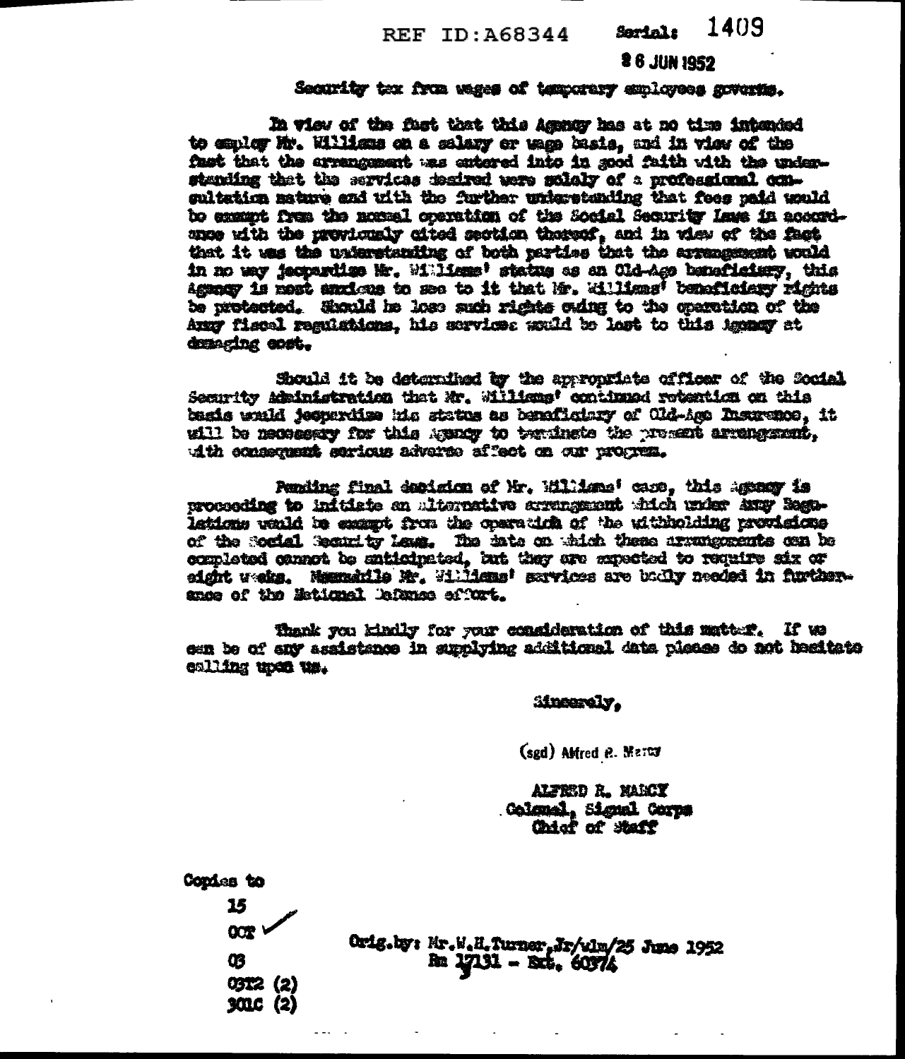REF ID:A68344 Serial: 1409

26 JUN 1952

Security tax from wages of temporary employees governs.

In view of the fact that this Agency has at no time intended to employ Mr. Williams on a salary or wage basis, and in view of the fact that the arrangement was entered into in good faith with the understanding that the services desired were solely of a professional consultation nature and with the further understanding that fees paid would be exempt from the normal operation of the Social Security Laws in accordance with the previously cited section thereof, and in view of the fact that it was the understanding of both parties that the arrangement would in no way jeopardize Mr. Williams' status as an Old-Age beneficiary, this Agency is most anxious to see to it that Mr. Williams' beneficiary rights be protected. Should he lose such rights owing to the operation of the Army fiscal regulations, his services would be lost to this Agency at damaging cost.

Should it be determined by the appropriate officer of the Social Security Administration that Mr. Williams' continued retention on this basis would jeopardize his status as beneficiary of Old-Age Insurance, it will be necessary for this Agency to terminate the present arrangement, with consequent serious adverse affect on our program.

Pending final decision of Mr. Williams' case, this Agency is proceeding to initiate an alternative arrangement which under Army Regulations would be exempt from the operation of the withholding provisions of the Social Security Laws. The date on which these arrangements can be completed cannot be anticipated, but they are expected to require six or eight weeks. Meanwhile Mr. Williams' services are badly needed in furtherance of the National Defense effort.

Thank you kindly for your consideration of this matter. If we can be of any assistance in supplying additional data please do not hesitate calling upon us.

Sincerely,

(sgd) Alfred R. Marcy

ALFRED R. MARCY
Colonel, Signal Corps
Chief of Staff

Copies to
15
OCT ✓
03
03T2 (2)
301C (2)

Orig.by: Mr.W.H.Turner,Jr/vlm/25 June 1952
Rm 17131 - Ext. 60374